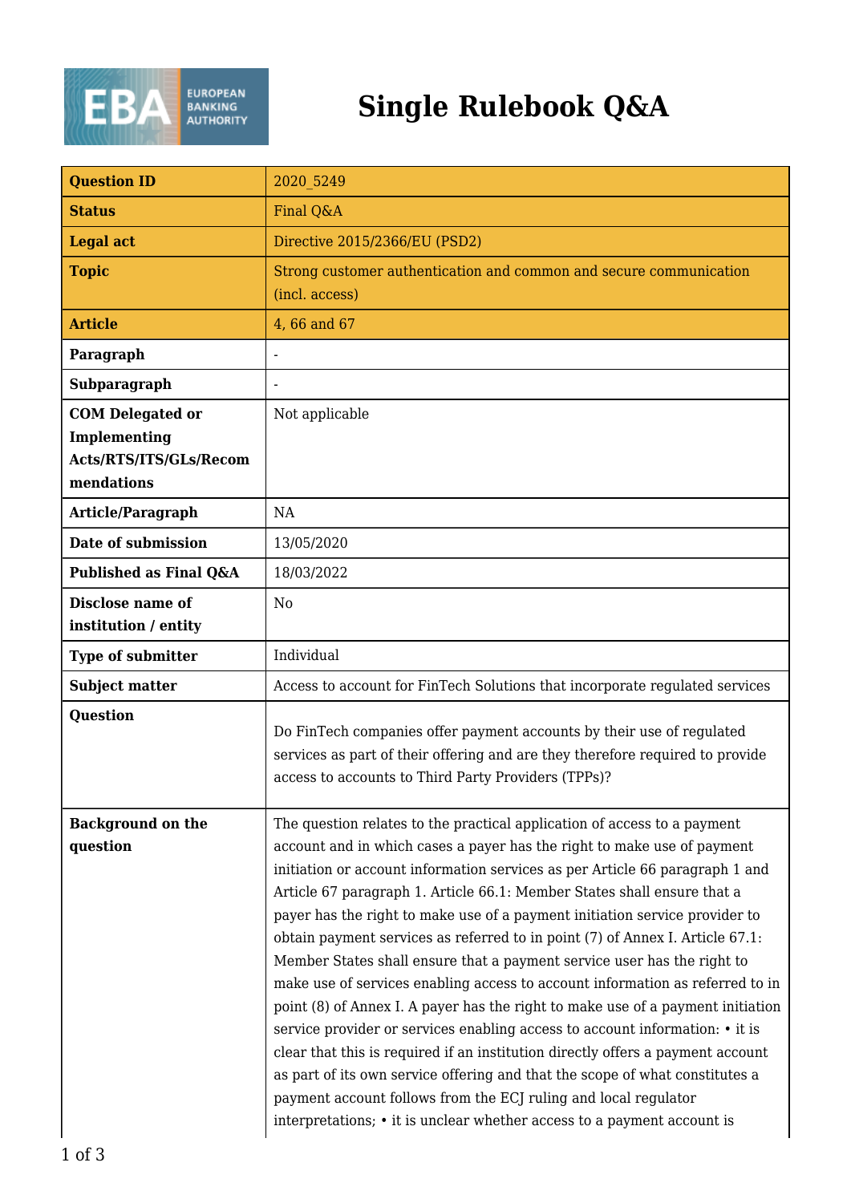# Single Rulebook Q&A

| | |
|---|---|
| **Question ID** | 2020_5249 |
| **Status** | Final Q&A |
| **Legal act** | Directive 2015/2366/EU (PSD2) |
| **Topic** | Strong customer authentication and common and secure communication (incl. access) |
| **Article** | 4, 66 and 67 |
| **Paragraph** | - |
| **Subparagraph** | - |
| **COM Delegated or Implementing Acts/RTS/ITS/GLs/Recommendations** | Not applicable |
| **Article/Paragraph** | NA |
| **Date of submission** | 13/05/2020 |
| **Published as Final Q&A** | 18/03/2022 |
| **Disclose name of institution / entity** | No |
| **Type of submitter** | Individual |
| **Subject matter** | Access to account for FinTech Solutions that incorporate regulated services |
| **Question** | Do FinTech companies offer payment accounts by their use of regulated services as part of their offering and are they therefore required to provide access to accounts to Third Party Providers (TPPs)? |
| **Background on the question** | The question relates to the practical application of access to a payment account and in which cases a payer has the right to make use of payment initiation or account information services as per Article 66 paragraph 1 and Article 67 paragraph 1. Article 66.1: Member States shall ensure that a payer has the right to make use of a payment initiation service provider to obtain payment services as referred to in point (7) of Annex I. Article 67.1: Member States shall ensure that a payment service user has the right to make use of services enabling access to account information as referred to in point (8) of Annex I. A payer has the right to make use of a payment initiation service provider or services enabling access to account information: • it is clear that this is required if an institution directly offers a payment account as part of its own service offering and that the scope of what constitutes a payment account follows from the ECJ ruling and local regulator interpretations; • it is unclear whether access to a payment account is |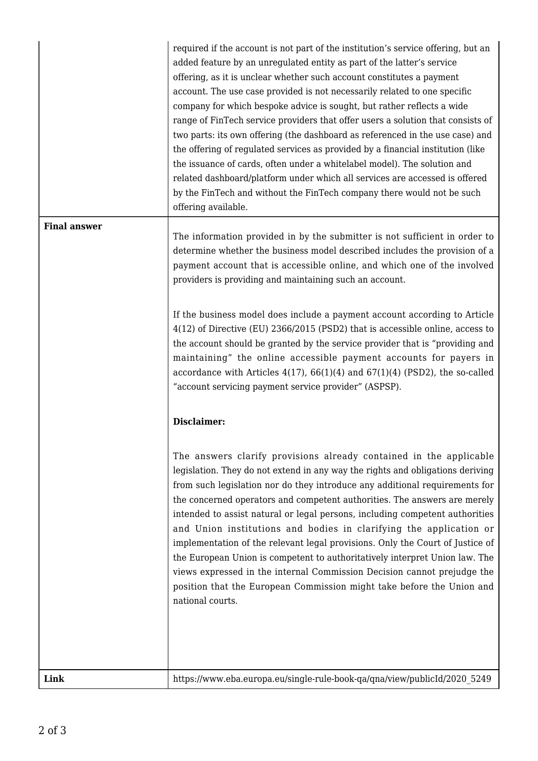| | |
|---|---|
| | required if the account is not part of the institution's service offering, but an added feature by an unregulated entity as part of the latter's service offering, as it is unclear whether such account constitutes a payment account. The use case provided is not necessarily related to one specific company for which bespoke advice is sought, but rather reflects a wide range of FinTech service providers that offer users a solution that consists of two parts: its own offering (the dashboard as referenced in the use case) and the offering of regulated services as provided by a financial institution (like the issuance of cards, often under a whitelabel model). The solution and related dashboard/platform under which all services are accessed is offered by the FinTech and without the FinTech company there would not be such offering available. |
| **Final answer** | The information provided in by the submitter is not sufficient in order to determine whether the business model described includes the provision of a payment account that is accessible online, and which one of the involved providers is providing and maintaining such an account.<br><br>If the business model does include a payment account according to Article 4(12) of Directive (EU) 2366/2015 (PSD2) that is accessible online, access to the account should be granted by the service provider that is "providing and maintaining" the online accessible payment accounts for payers in accordance with Articles 4(17), 66(1)(4) and 67(1)(4) (PSD2), the so-called "account servicing payment service provider" (ASPSP).<br><br>**Disclaimer:**<br><br>The answers clarify provisions already contained in the applicable legislation. They do not extend in any way the rights and obligations deriving from such legislation nor do they introduce any additional requirements for the concerned operators and competent authorities. The answers are merely intended to assist natural or legal persons, including competent authorities and Union institutions and bodies in clarifying the application or implementation of the relevant legal provisions. Only the Court of Justice of the European Union is competent to authoritatively interpret Union law. The views expressed in the internal Commission Decision cannot prejudge the position that the European Commission might take before the Union and national courts. |
| **Link** | https://www.eba.europa.eu/single-rule-book-qa/qna/view/publicId/2020_5249 |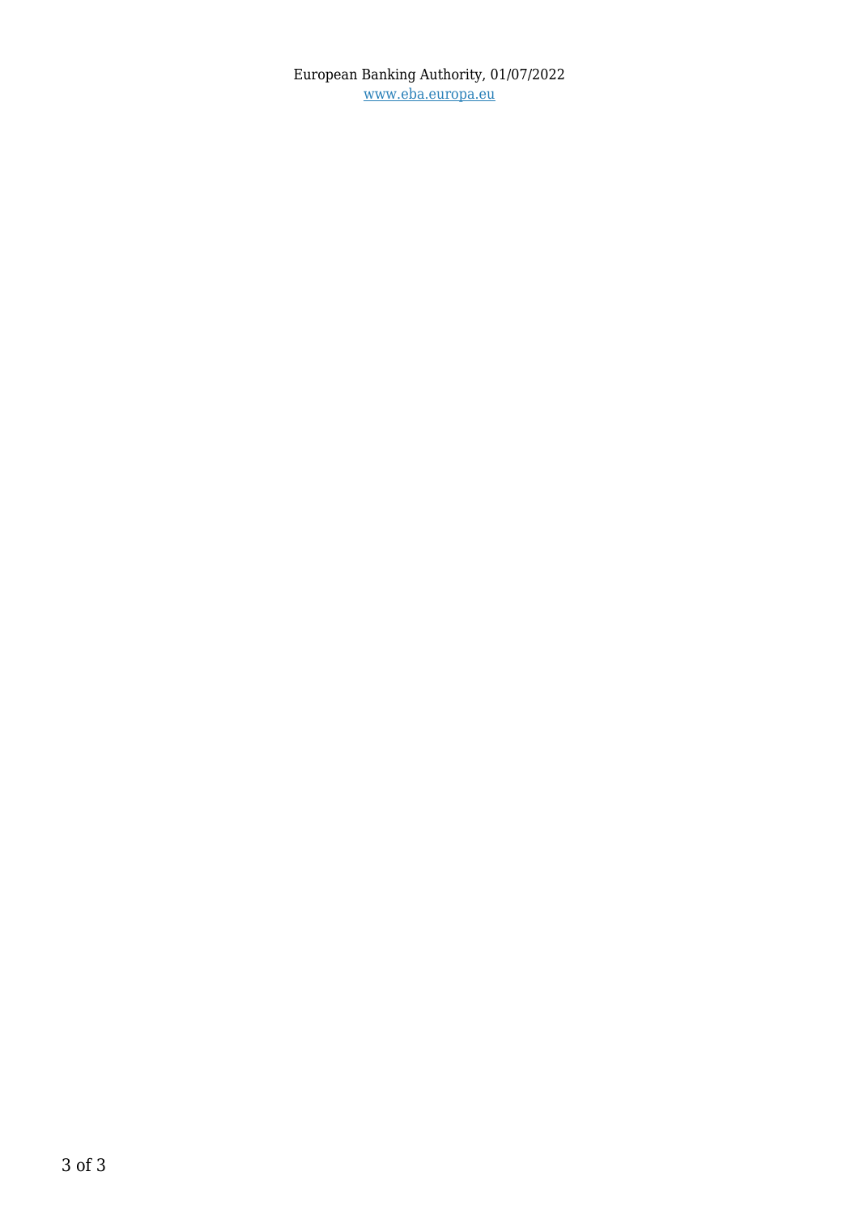European Banking Authority, 01/07/2022

www.eba.europa.eu